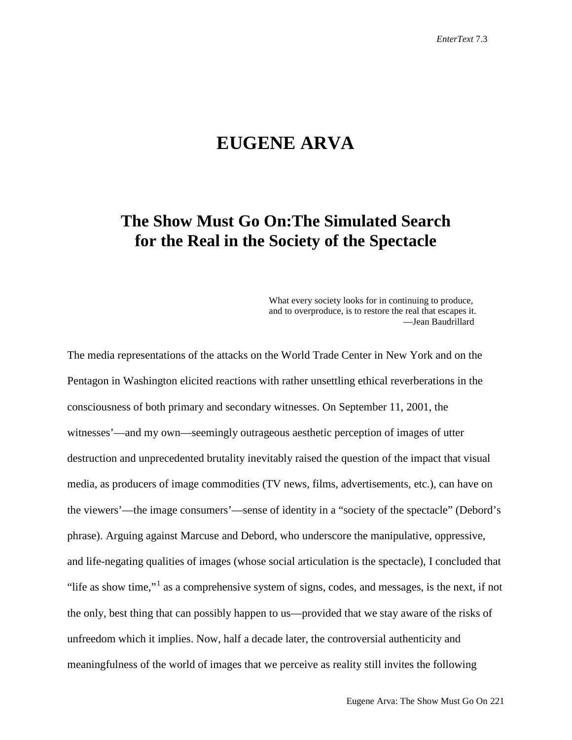# EUGENE ARVA

## The Show Must Go On:The Simulated Search for the Real in the Society of the Spectacle

> What every society looks for in continuing to produce, and to overproduce, is to restore the real that escapes it.
> —Jean Baudrillard

The media representations of the attacks on the World Trade Center in New York and on the Pentagon in Washington elicited reactions with rather unsettling ethical reverberations in the consciousness of both primary and secondary witnesses. On September 11, 2001, the witnesses'—and my own—seemingly outrageous aesthetic perception of images of utter destruction and unprecedented brutality inevitably raised the question of the impact that visual media, as producers of image commodities (TV news, films, advertisements, etc.), can have on the viewers'—the image consumers'—sense of identity in a "society of the spectacle" (Debord's phrase). Arguing against Marcuse and Debord, who underscore the manipulative, oppressive, and life-negating qualities of images (whose social articulation is the spectacle), I concluded that "life as show time,"[1] as a comprehensive system of signs, codes, and messages, is the next, if not the only, best thing that can possibly happen to us—provided that we stay aware of the risks of unfreedom which it implies. Now, half a decade later, the controversial authenticity and meaningfulness of the world of images that we perceive as reality still invites the following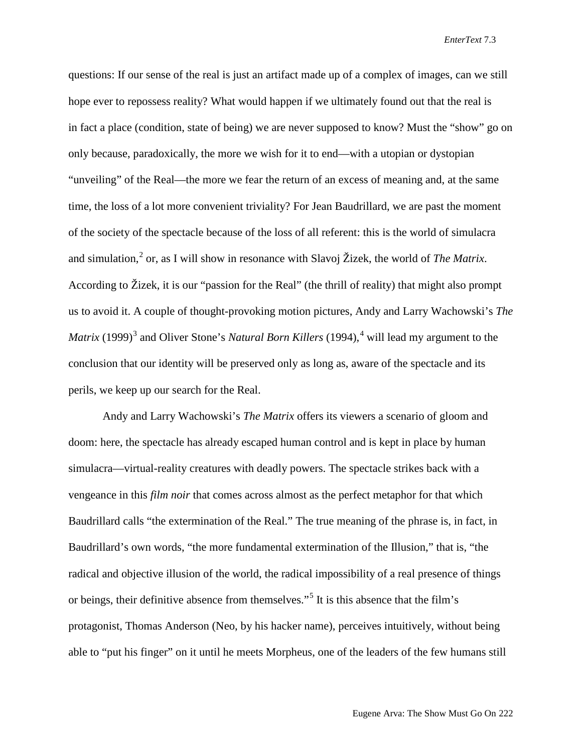questions: If our sense of the real is just an artifact made up of a complex of images, can we still hope ever to repossess reality? What would happen if we ultimately found out that the real is in fact a place (condition, state of being) we are never supposed to know? Must the "show" go on only because, paradoxically, the more we wish for it to end—with a utopian or dystopian "unveiling" of the Real—the more we fear the return of an excess of meaning and, at the same time, the loss of a lot more convenient triviality? For Jean Baudrillard, we are past the moment of the society of the spectacle because of the loss of all referent: this is the world of simulacra and simulation,[2] or, as I will show in resonance with Slavoj Žizek, the world of *The Matrix*. According to Žizek, it is our "passion for the Real" (the thrill of reality) that might also prompt us to avoid it. A couple of thought-provoking motion pictures, Andy and Larry Wachowski's *The Matrix* (1999)[3] and Oliver Stone's *Natural Born Killers* (1994),[4] will lead my argument to the conclusion that our identity will be preserved only as long as, aware of the spectacle and its perils, we keep up our search for the Real.

Andy and Larry Wachowski's *The Matrix* offers its viewers a scenario of gloom and doom: here, the spectacle has already escaped human control and is kept in place by human simulacra—virtual-reality creatures with deadly powers. The spectacle strikes back with a vengeance in this *film noir* that comes across almost as the perfect metaphor for that which Baudrillard calls "the extermination of the Real." The true meaning of the phrase is, in fact, in Baudrillard's own words, "the more fundamental extermination of the Illusion," that is, "the radical and objective illusion of the world, the radical impossibility of a real presence of things or beings, their definitive absence from themselves."[5] It is this absence that the film's protagonist, Thomas Anderson (Neo, by his hacker name), perceives intuitively, without being able to "put his finger" on it until he meets Morpheus, one of the leaders of the few humans still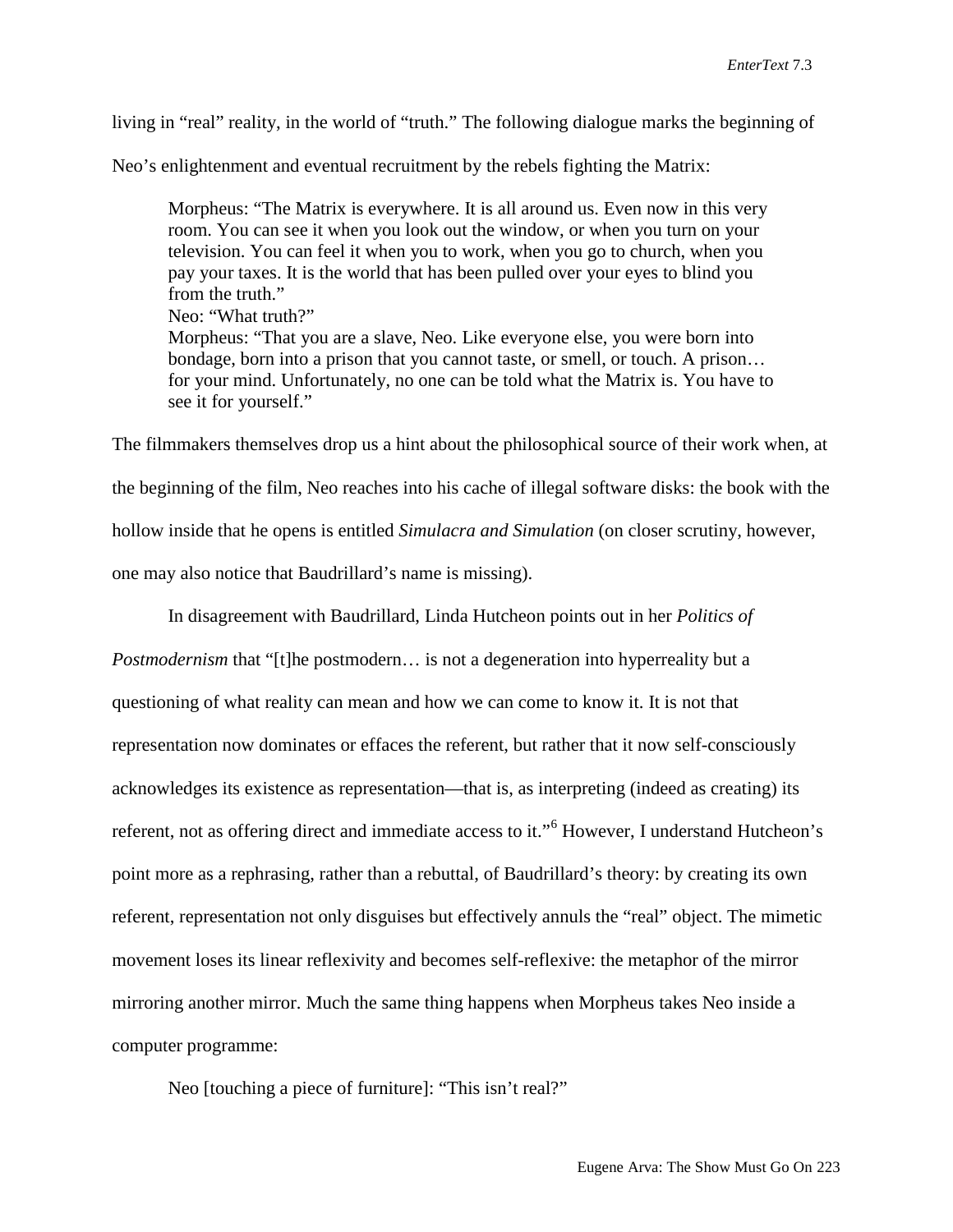living in "real" reality, in the world of "truth." The following dialogue marks the beginning of Neo's enlightenment and eventual recruitment by the rebels fighting the Matrix:

> Morpheus: "The Matrix is everywhere. It is all around us. Even now in this very room. You can see it when you look out the window, or when you turn on your television. You can feel it when you to work, when you go to church, when you pay your taxes. It is the world that has been pulled over your eyes to blind you from the truth."
> Neo: "What truth?"
> Morpheus: "That you are a slave, Neo. Like everyone else, you were born into bondage, born into a prison that you cannot taste, or smell, or touch. A prison… for your mind. Unfortunately, no one can be told what the Matrix is. You have to see it for yourself."

The filmmakers themselves drop us a hint about the philosophical source of their work when, at the beginning of the film, Neo reaches into his cache of illegal software disks: the book with the hollow inside that he opens is entitled *Simulacra and Simulation* (on closer scrutiny, however, one may also notice that Baudrillard's name is missing).

In disagreement with Baudrillard, Linda Hutcheon points out in her *Politics of Postmodernism* that "[t]he postmodern… is not a degeneration into hyperreality but a questioning of what reality can mean and how we can come to know it. It is not that representation now dominates or effaces the referent, but rather that it now self-consciously acknowledges its existence as representation—that is, as interpreting (indeed as creating) its referent, not as offering direct and immediate access to it."[6] However, I understand Hutcheon's point more as a rephrasing, rather than a rebuttal, of Baudrillard's theory: by creating its own referent, representation not only disguises but effectively annuls the "real" object. The mimetic movement loses its linear reflexivity and becomes self-reflexive: the metaphor of the mirror mirroring another mirror. Much the same thing happens when Morpheus takes Neo inside a computer programme:

> Neo [touching a piece of furniture]: "This isn't real?"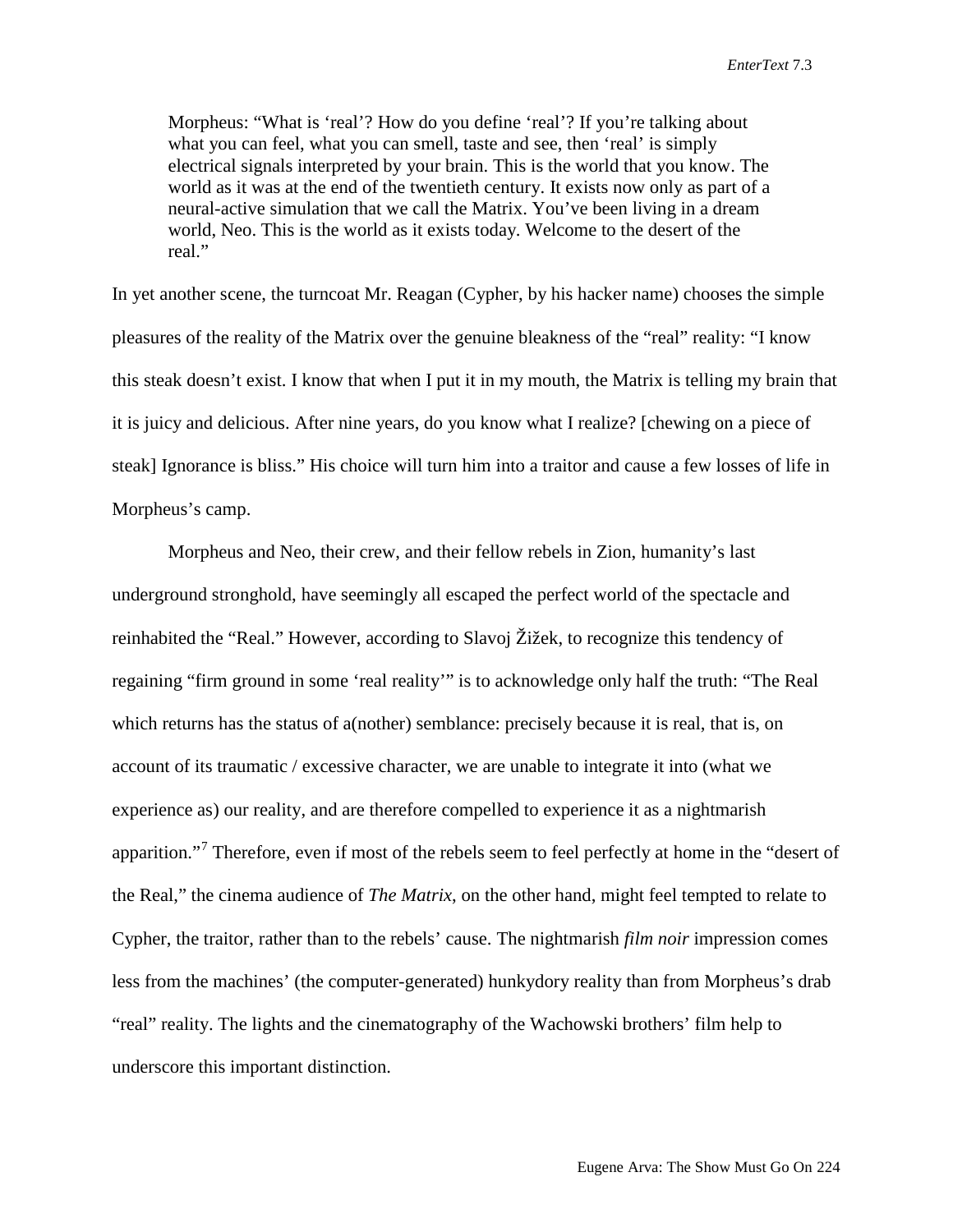> Morpheus: "What is 'real'? How do you define 'real'? If you're talking about what you can feel, what you can smell, taste and see, then 'real' is simply electrical signals interpreted by your brain. This is the world that you know. The world as it was at the end of the twentieth century. It exists now only as part of a neural-active simulation that we call the Matrix. You've been living in a dream world, Neo. This is the world as it exists today. Welcome to the desert of the real."

In yet another scene, the turncoat Mr. Reagan (Cypher, by his hacker name) chooses the simple pleasures of the reality of the Matrix over the genuine bleakness of the "real" reality: "I know this steak doesn't exist. I know that when I put it in my mouth, the Matrix is telling my brain that it is juicy and delicious. After nine years, do you know what I realize? [chewing on a piece of steak] Ignorance is bliss." His choice will turn him into a traitor and cause a few losses of life in Morpheus's camp.

Morpheus and Neo, their crew, and their fellow rebels in Zion, humanity's last underground stronghold, have seemingly all escaped the perfect world of the spectacle and reinhabited the "Real." However, according to Slavoj Žižek, to recognize this tendency of regaining "firm ground in some 'real reality'" is to acknowledge only half the truth: "The Real which returns has the status of a(nother) semblance: precisely because it is real, that is, on account of its traumatic / excessive character, we are unable to integrate it into (what we experience as) our reality, and are therefore compelled to experience it as a nightmarish apparition."[7] Therefore, even if most of the rebels seem to feel perfectly at home in the "desert of the Real," the cinema audience of *The Matrix*, on the other hand, might feel tempted to relate to Cypher, the traitor, rather than to the rebels' cause. The nightmarish *film noir* impression comes less from the machines' (the computer-generated) hunkydory reality than from Morpheus's drab "real" reality. The lights and the cinematography of the Wachowski brothers' film help to underscore this important distinction.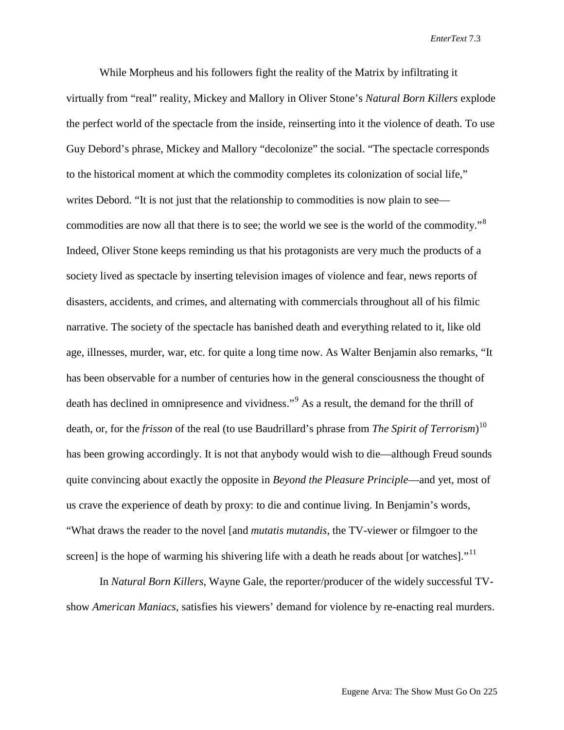While Morpheus and his followers fight the reality of the Matrix by infiltrating it virtually from "real" reality, Mickey and Mallory in Oliver Stone's *Natural Born Killers* explode the perfect world of the spectacle from the inside, reinserting into it the violence of death. To use Guy Debord's phrase, Mickey and Mallory "decolonize" the social. "The spectacle corresponds to the historical moment at which the commodity completes its colonization of social life," writes Debord. "It is not just that the relationship to commodities is now plain to see—commodities are now all that there is to see; the world we see is the world of the commodity."[8] Indeed, Oliver Stone keeps reminding us that his protagonists are very much the products of a society lived as spectacle by inserting television images of violence and fear, news reports of disasters, accidents, and crimes, and alternating with commercials throughout all of his filmic narrative. The society of the spectacle has banished death and everything related to it, like old age, illnesses, murder, war, etc. for quite a long time now. As Walter Benjamin also remarks, "It has been observable for a number of centuries how in the general consciousness the thought of death has declined in omnipresence and vividness."[9] As a result, the demand for the thrill of death, or, for the *frisson* of the real (to use Baudrillard's phrase from *The Spirit of Terrorism*)[10] has been growing accordingly. It is not that anybody would wish to die—although Freud sounds quite convincing about exactly the opposite in *Beyond the Pleasure Principle*—and yet, most of us crave the experience of death by proxy: to die and continue living. In Benjamin's words, "What draws the reader to the novel [and *mutatis mutandis*, the TV-viewer or filmgoer to the screen] is the hope of warming his shivering life with a death he reads about [or watches]."[11]

In *Natural Born Killers*, Wayne Gale, the reporter/producer of the widely successful TV-show *American Maniacs*, satisfies his viewers' demand for violence by re-enacting real murders.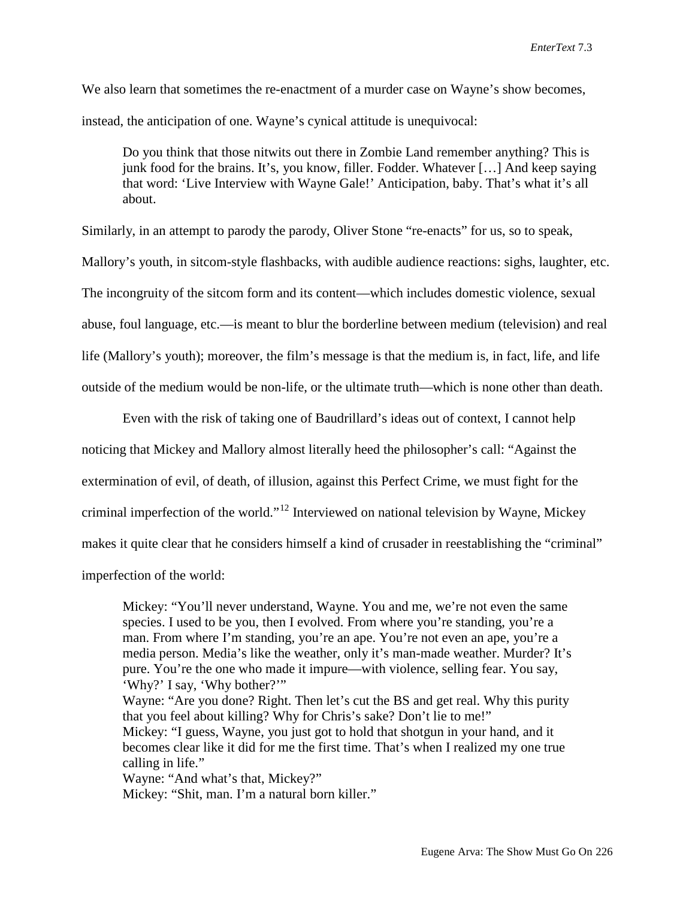We also learn that sometimes the re-enactment of a murder case on Wayne's show becomes, instead, the anticipation of one. Wayne's cynical attitude is unequivocal:

> Do you think that those nitwits out there in Zombie Land remember anything? This is junk food for the brains. It's, you know, filler. Fodder. Whatever […] And keep saying that word: 'Live Interview with Wayne Gale!' Anticipation, baby. That's what it's all about.

Similarly, in an attempt to parody the parody, Oliver Stone "re-enacts" for us, so to speak, Mallory's youth, in sitcom-style flashbacks, with audible audience reactions: sighs, laughter, etc. The incongruity of the sitcom form and its content—which includes domestic violence, sexual abuse, foul language, etc.—is meant to blur the borderline between medium (television) and real life (Mallory's youth); moreover, the film's message is that the medium is, in fact, life, and life outside of the medium would be non-life, or the ultimate truth—which is none other than death.

Even with the risk of taking one of Baudrillard's ideas out of context, I cannot help noticing that Mickey and Mallory almost literally heed the philosopher's call: "Against the extermination of evil, of death, of illusion, against this Perfect Crime, we must fight for the criminal imperfection of the world."[12] Interviewed on national television by Wayne, Mickey makes it quite clear that he considers himself a kind of crusader in reestablishing the "criminal" imperfection of the world:

> Mickey: "You'll never understand, Wayne. You and me, we're not even the same species. I used to be you, then I evolved. From where you're standing, you're a man. From where I'm standing, you're an ape. You're not even an ape, you're a media person. Media's like the weather, only it's man-made weather. Murder? It's pure. You're the one who made it impure—with violence, selling fear. You say, 'Why?' I say, 'Why bother?'"
> Wayne: "Are you done? Right. Then let's cut the BS and get real. Why this purity that you feel about killing? Why for Chris's sake? Don't lie to me!"
> Mickey: "I guess, Wayne, you just got to hold that shotgun in your hand, and it becomes clear like it did for me the first time. That's when I realized my one true calling in life."
> Wayne: "And what's that, Mickey?"
> Mickey: "Shit, man. I'm a natural born killer."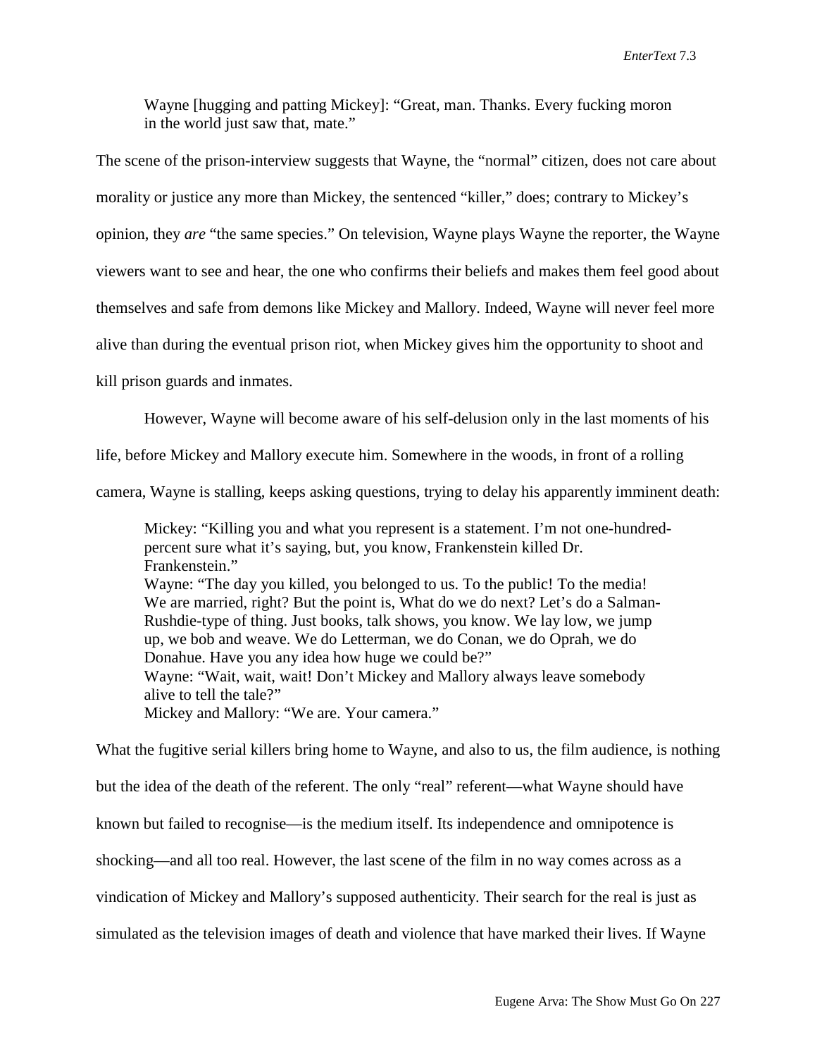> Wayne [hugging and patting Mickey]: “Great, man. Thanks. Every fucking moron in the world just saw that, mate.”

The scene of the prison-interview suggests that Wayne, the “normal” citizen, does not care about morality or justice any more than Mickey, the sentenced “killer,” does; contrary to Mickey’s opinion, they *are* “the same species.” On television, Wayne plays Wayne the reporter, the Wayne viewers want to see and hear, the one who confirms their beliefs and makes them feel good about themselves and safe from demons like Mickey and Mallory. Indeed, Wayne will never feel more alive than during the eventual prison riot, when Mickey gives him the opportunity to shoot and kill prison guards and inmates.

However, Wayne will become aware of his self-delusion only in the last moments of his life, before Mickey and Mallory execute him. Somewhere in the woods, in front of a rolling camera, Wayne is stalling, keeps asking questions, trying to delay his apparently imminent death:

> Mickey: “Killing you and what you represent is a statement. I’m not one-hundred-percent sure what it’s saying, but, you know, Frankenstein killed Dr. Frankenstein.”
> Wayne: “The day you killed, you belonged to us. To the public! To the media! We are married, right? But the point is, What do we do next? Let’s do a Salman-Rushdie-type of thing. Just books, talk shows, you know. We lay low, we jump up, we bob and weave. We do Letterman, we do Conan, we do Oprah, we do Donahue. Have you any idea how huge we could be?”
> Wayne: “Wait, wait, wait! Don’t Mickey and Mallory always leave somebody alive to tell the tale?”
> Mickey and Mallory: “We are. Your camera.”

What the fugitive serial killers bring home to Wayne, and also to us, the film audience, is nothing but the idea of the death of the referent. The only “real” referent—what Wayne should have known but failed to recognise—is the medium itself. Its independence and omnipotence is shocking—and all too real. However, the last scene of the film in no way comes across as a vindication of Mickey and Mallory’s supposed authenticity. Their search for the real is just as simulated as the television images of death and violence that have marked their lives. If Wayne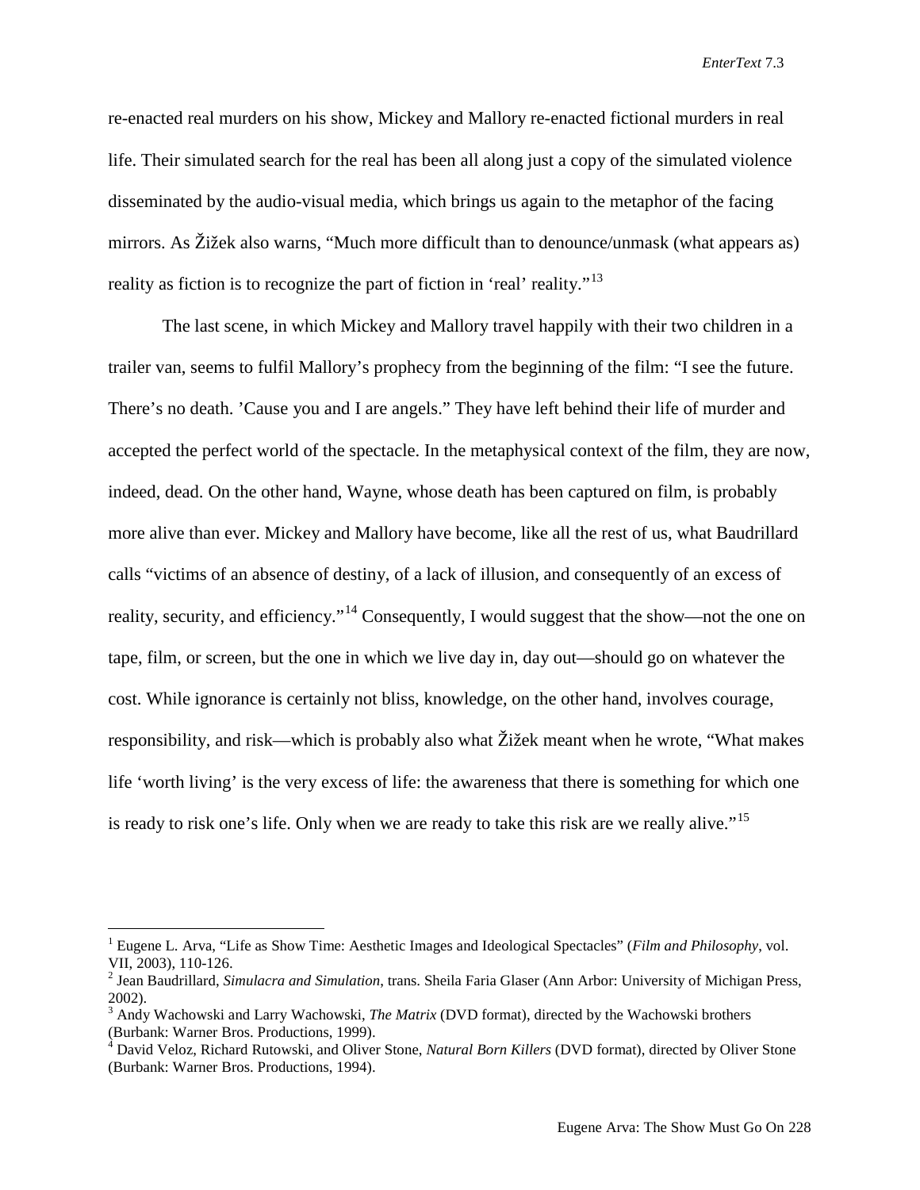re-enacted real murders on his show, Mickey and Mallory re-enacted fictional murders in real life. Their simulated search for the real has been all along just a copy of the simulated violence disseminated by the audio-visual media, which brings us again to the metaphor of the facing mirrors. As Žižek also warns, "Much more difficult than to denounce/unmask (what appears as) reality as fiction is to recognize the part of fiction in 'real' reality."[13]

The last scene, in which Mickey and Mallory travel happily with their two children in a trailer van, seems to fulfil Mallory's prophecy from the beginning of the film: "I see the future. There's no death. 'Cause you and I are angels." They have left behind their life of murder and accepted the perfect world of the spectacle. In the metaphysical context of the film, they are now, indeed, dead. On the other hand, Wayne, whose death has been captured on film, is probably more alive than ever. Mickey and Mallory have become, like all the rest of us, what Baudrillard calls "victims of an absence of destiny, of a lack of illusion, and consequently of an excess of reality, security, and efficiency."[14] Consequently, I would suggest that the show—not the one on tape, film, or screen, but the one in which we live day in, day out—should go on whatever the cost. While ignorance is certainly not bliss, knowledge, on the other hand, involves courage, responsibility, and risk—which is probably also what Žižek meant when he wrote, "What makes life 'worth living' is the very excess of life: the awareness that there is something for which one is ready to risk one's life. Only when we are ready to take this risk are we really alive."[15]

---

[1] Eugene L. Arva, "Life as Show Time: Aesthetic Images and Ideological Spectacles" (*Film and Philosophy*, vol. VII, 2003), 110-126.

[2] Jean Baudrillard, *Simulacra and Simulation*, trans. Sheila Faria Glaser (Ann Arbor: University of Michigan Press, 2002).

[3] Andy Wachowski and Larry Wachowski, *The Matrix* (DVD format), directed by the Wachowski brothers (Burbank: Warner Bros. Productions, 1999).

[4] David Veloz, Richard Rutowski, and Oliver Stone, *Natural Born Killers* (DVD format), directed by Oliver Stone (Burbank: Warner Bros. Productions, 1994).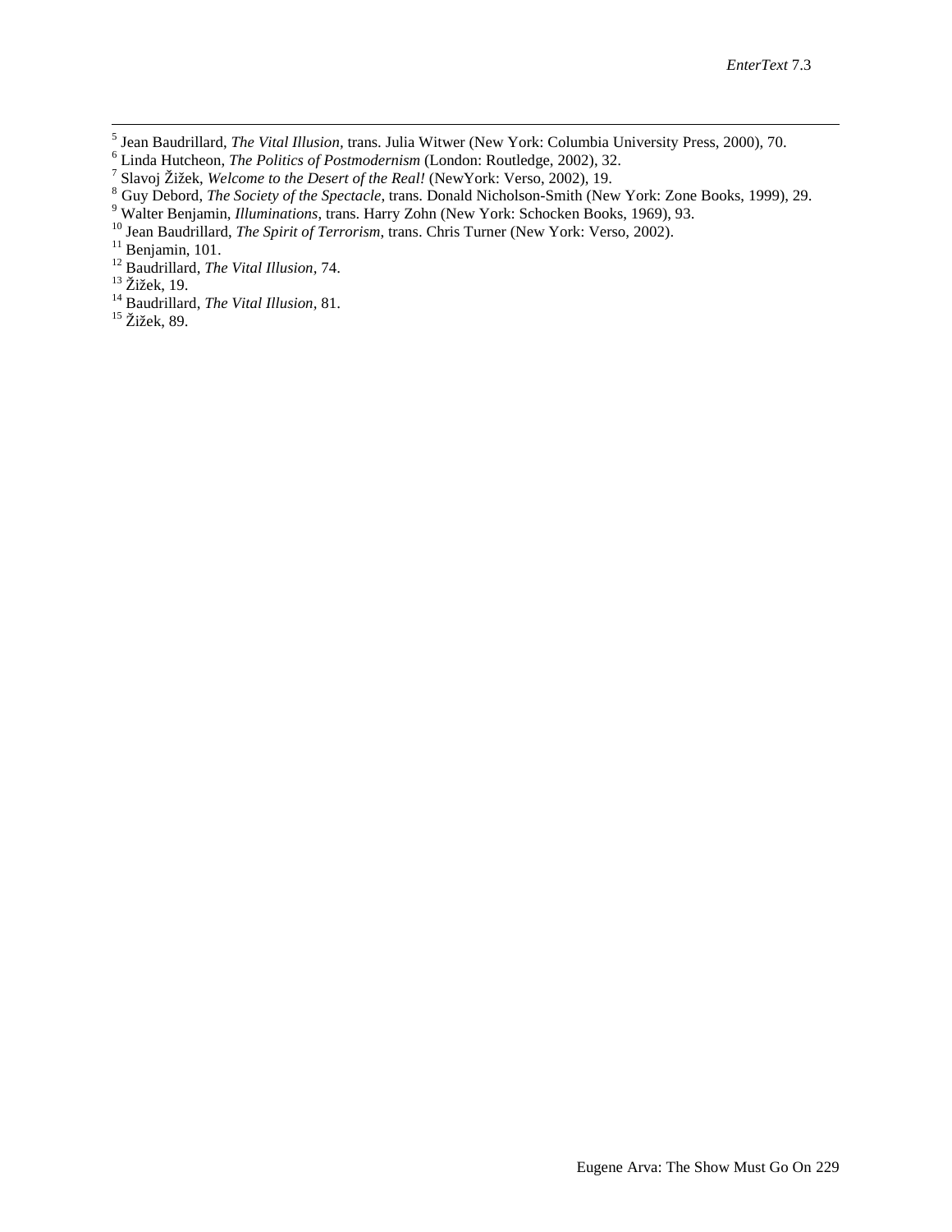[5] Jean Baudrillard, *The Vital Illusion*, trans. Julia Witwer (New York: Columbia University Press, 2000), 70.
[6] Linda Hutcheon, *The Politics of Postmodernism* (London: Routledge, 2002), 32.
[7] Slavoj Žižek, *Welcome to the Desert of the Real!* (NewYork: Verso, 2002), 19.
[8] Guy Debord, *The Society of the Spectacle*, trans. Donald Nicholson-Smith (New York: Zone Books, 1999), 29.
[9] Walter Benjamin, *Illuminations*, trans. Harry Zohn (New York: Schocken Books, 1969), 93.
[10] Jean Baudrillard, *The Spirit of Terrorism*, trans. Chris Turner (New York: Verso, 2002).
[11] Benjamin, 101.
[12] Baudrillard, *The Vital Illusion*, 74.
[13] Žižek, 19.
[14] Baudrillard, *The Vital Illusion*, 81.
[15] Žižek, 89.